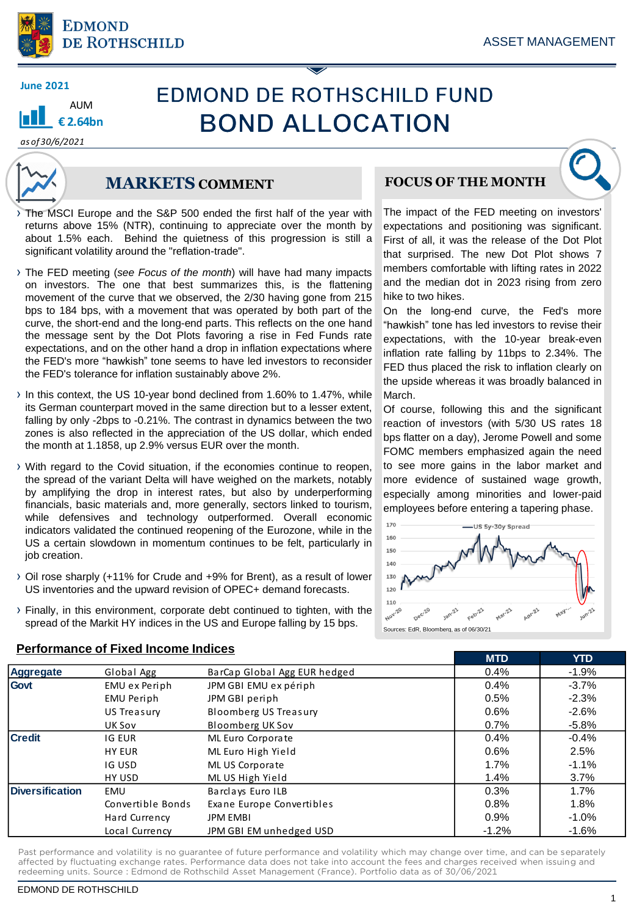June 2021

AUM

**€ 2.64bn**

*as of 30/6/2021*

# EDMOND DE ROTHSCHILD FUND
# BOND ALLOCATION

## MARKETS COMMENT

- The MSCI Europe and the S&P 500 ended the first half of the year with returns above 15% (NTR), continuing to appreciate over the month by about 1.5% each. Behind the quietness of this progression is still a significant volatility around the "reflation-trade".
- The FED meeting (*see Focus of the month*) will have had many impacts on investors. The one that best summarizes this, is the flattening movement of the curve that we observed, the 2/30 having gone from 215 bps to 184 bps, with a movement that was operated by both part of the curve, the short-end and the long-end parts. This reflects on the one hand the message sent by the Dot Plots favoring a rise in Fed Funds rate expectations, and on the other hand a drop in inflation expectations where the FED's more "hawkish" tone seems to have led investors to reconsider the FED's tolerance for inflation sustainably above 2%.
- In this context, the US 10-year bond declined from 1.60% to 1.47%, while its German counterpart moved in the same direction but to a lesser extent, falling by only -2bps to -0.21%. The contrast in dynamics between the two zones is also reflected in the appreciation of the US dollar, which ended the month at 1.1858, up 2.9% versus EUR over the month.
- With regard to the Covid situation, if the economies continue to reopen, the spread of the variant Delta will have weighed on the markets, notably by amplifying the drop in interest rates, but also by underperforming financials, basic materials and, more generally, sectors linked to tourism, while defensives and technology outperformed. Overall economic indicators validated the continued reopening of the Eurozone, while in the US a certain slowdown in momentum continues to be felt, particularly in job creation.
- Oil rose sharply (+11% for Crude and +9% for Brent), as a result of lower US inventories and the upward revision of OPEC+ demand forecasts.
- Finally, in this environment, corporate debt continued to tighten, with the spread of the Markit HY indices in the US and Europe falling by 15 bps.

## FOCUS OF THE MONTH

The impact of the FED meeting on investors' expectations and positioning was significant. First of all, it was the release of the Dot Plot that surprised. The new Dot Plot shows 7 members comfortable with lifting rates in 2022 and the median dot in 2023 rising from zero hike to two hikes.

On the long-end curve, the Fed's more "hawkish" tone has led investors to revise their expectations, with the 10-year break-even inflation rate falling by 11bps to 2.34%. The FED thus placed the risk to inflation clearly on the upside whereas it was broadly balanced in March.

Of course, following this and the significant reaction of investors (with 5/30 US rates 18 bps flatter on a day), Jerome Powell and some FOMC members emphasized again the need to see more gains in the labor market and more evidence of sustained wage growth, especially among minorities and lower-paid employees before entering a tapering phase.

Sources: EdR, Bloomberg, as of 06/30/21

## Performance of Fixed Income Indices

| | | | MTD | YTD |
|---|---|---|---|---|
| **Aggregate** | Global Agg | BarCap Global Agg EUR hedged | 0.4% | -1.9% |
| **Govt** | EMU ex Periph | JPM GBI EMU ex périph | 0.4% | -3.7% |
| | EMU Periph | JPM GBI periph | 0.5% | -2.3% |
| | US Treasury | Bloomberg US Treasury | 0.6% | -2.6% |
| | UK Sov | Bloomberg UK Sov | 0.7% | -5.8% |
| **Credit** | IG EUR | ML Euro Corporate | 0.4% | -0.4% |
| | HY EUR | ML Euro High Yield | 0.6% | 2.5% |
| | IG USD | ML US Corporate | 1.7% | -1.1% |
| | HY USD | ML US High Yield | 1.4% | 3.7% |
| **Diversification** | EMU | Barclays Euro ILB | 0.3% | 1.7% |
| | Convertible Bonds | Exane Europe Convertibles | 0.8% | 1.8% |
| | Hard Currency | JPM EMBI | 0.9% | -1.0% |
| | Local Currency | JPM GBI EM unhedged USD | -1.2% | -1.6% |

Past performance and volatility is no guarantee of future performance and volatility which may change over time, and can be separately affected by fluctuating exchange rates. Performance data does not take into account the fees and charges received when issuing and redeeming units. Source : Edmond de Rothschild Asset Management (France). Portfolio data as of 30/06/2021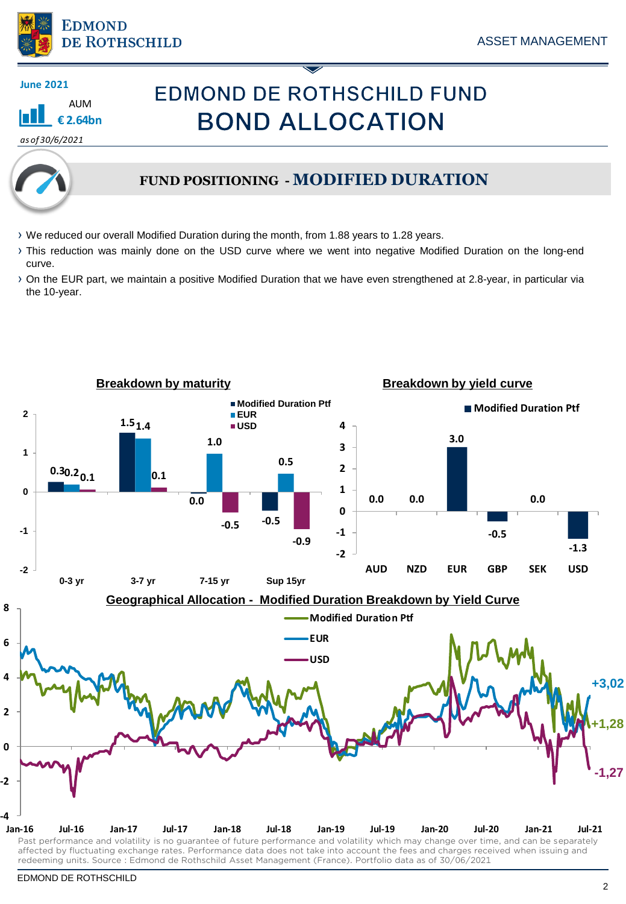June 2021

AUM
€ 2.64bn

*as of 30/6/2021*

# EDMOND DE ROTHSCHILD FUND
# BOND ALLOCATION

## FUND POSITIONING - MODIFIED DURATION

- We reduced our overall Modified Duration during the month, from 1.88 years to 1.28 years.
- This reduction was mainly done on the USD curve where we went into negative Modified Duration on the long-end curve.
- On the EUR part, we maintain a positive Modified Duration that we have even strengthened at 2.8-year, in particular via the 10-year.

### Breakdown by maturity

| | Modified Duration Ptf | EUR | USD |
|---|---|---|---|
| 0-3 yr | 0.3 | 0.2 | 0.1 |
| 3-7 yr | 1.5 | 1.4 | 0.1 |
| 7-15 yr | 0.0 | 1.0 | -0.5 |
| Sup 15yr | -0.5 | 0.5 | -0.9 |

### Breakdown by yield curve

| | Modified Duration Ptf |
|---|---|
| AUD | 0.0 |
| NZD | 0.0 |
| EUR | 3.0 |
| GBP | -0.5 |
| SEK | 0.0 |
| USD | -1.3 |

### Geographical Allocation - Modified Duration Breakdown by Yield Curve

Modified Duration Ptf: +1,28; EUR: +3,02; USD: -1,27 (Jan-16 to Jul-21)

Past performance and volatility is no guarantee of future performance and volatility which may change over time, and can be separately affected by fluctuating exchange rates. Performance data does not take into account the fees and charges received when issuing and redeeming units. Source : Edmond de Rothschild Asset Management (France). Portfolio data as of 30/06/2021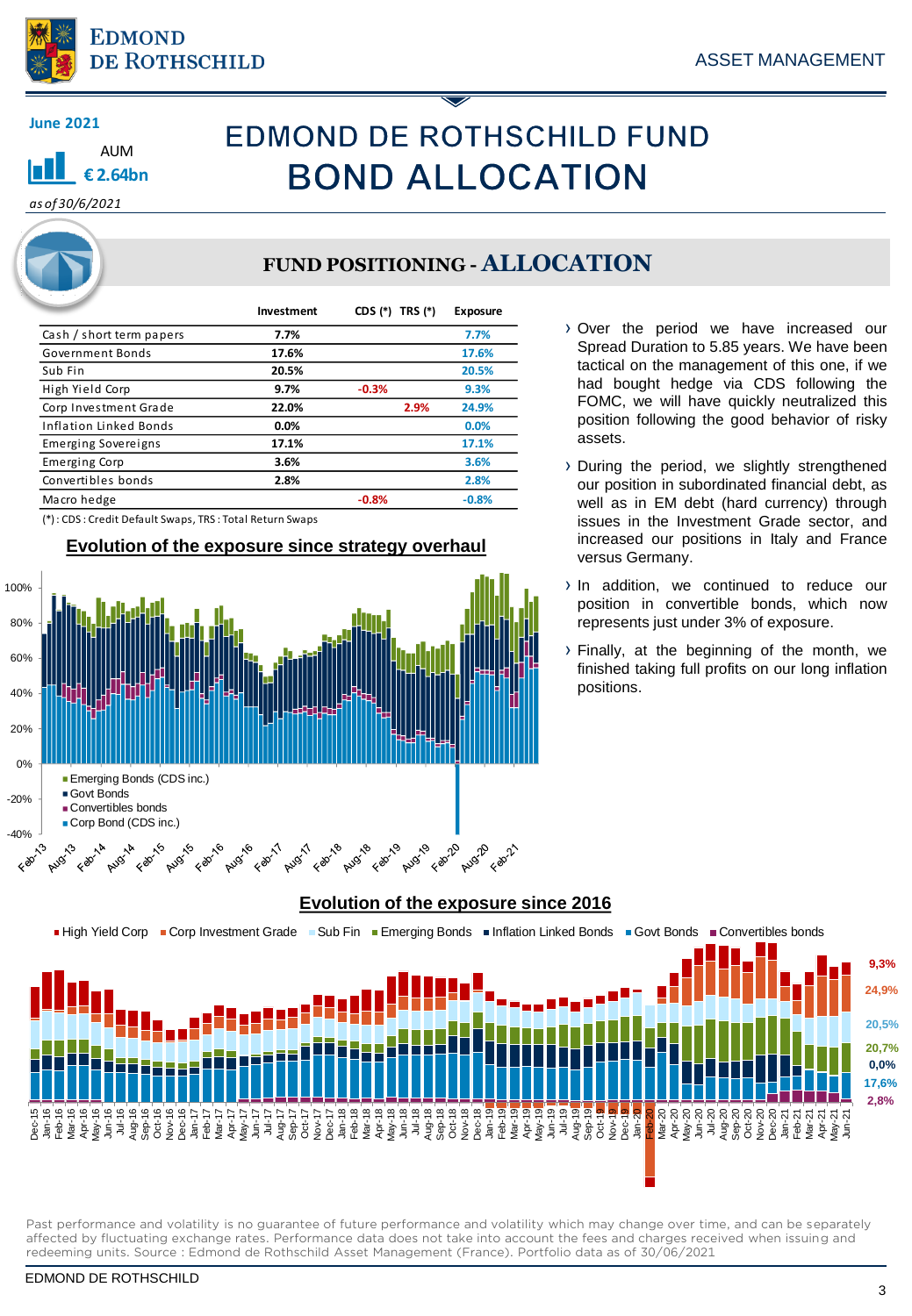June 2021

AUM

€ 2.64bn

*as of 30/6/2021*

# EDMOND DE ROTHSCHILD FUND
# BOND ALLOCATION

## FUND POSITIONING - ALLOCATION

| | Investment | CDS (*) | TRS (*) | Exposure |
|---|---|---|---|---|
| Cash / short term papers | 7.7% | | | 7.7% |
| Government Bonds | 17.6% | | | 17.6% |
| Sub Fin | 20.5% | | | 20.5% |
| High Yield Corp | 9.7% | -0.3% | | 9.3% |
| Corp Investment Grade | 22.0% | | 2.9% | 24.9% |
| Inflation Linked Bonds | 0.0% | | | 0.0% |
| Emerging Sovereigns | 17.1% | | | 17.1% |
| Emerging Corp | 3.6% | | | 3.6% |
| Convertibles bonds | 2.8% | | | 2.8% |
| Macro hedge | | -0.8% | | -0.8% |

(*) : CDS : Credit Default Swaps, TRS : Total Return Swaps

- Over the period we have increased our Spread Duration to 5.85 years. We have been tactical on the management of this one, if we had bought hedge via CDS following the FOMC, we will have quickly neutralized this position following the good behavior of risky assets.
- During the period, we slightly strengthened our position in subordinated financial debt, as well as in EM debt (hard currency) through issues in the Investment Grade sector, and increased our positions in Italy and France versus Germany.
- In addition, we continued to reduce our position in convertible bonds, which now represents just under 3% of exposure.
- Finally, at the beginning of the month, we finished taking full profits on our long inflation positions.

### Evolution of the exposure since strategy overhaul

### Evolution of the exposure since 2016

Past performance and volatility is no guarantee of future performance and volatility which may change over time, and can be separately affected by fluctuating exchange rates. Performance data does not take into account the fees and charges received when issuing and redeeming units. Source : Edmond de Rothschild Asset Management (France). Portfolio data as of 30/06/2021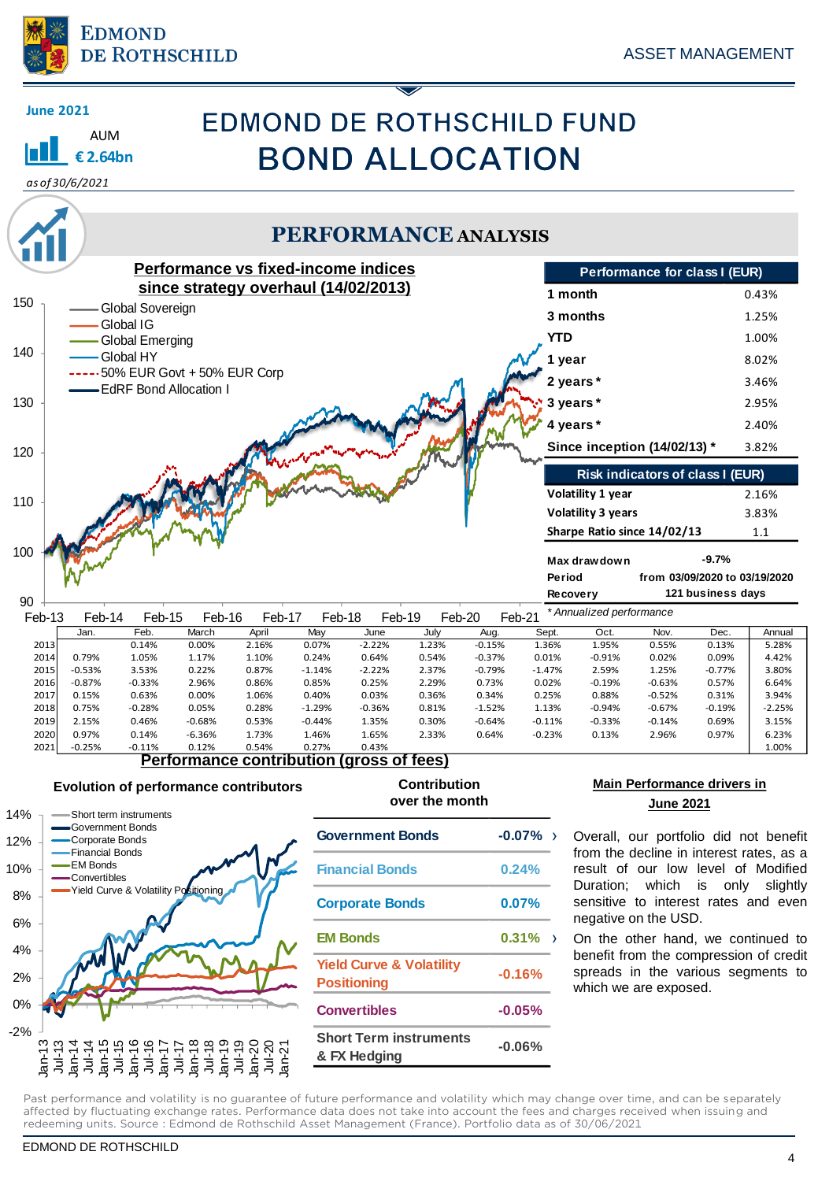EDMOND DE ROTHSCHILD

ASSET MANAGEMENT

**June 2021**

AUM
**€ 2.64bn**
*as of 30/6/2021*

# EDMOND DE ROTHSCHILD FUND
# BOND ALLOCATION

## PERFORMANCE ANALYSIS

### Performance vs fixed-income indices since strategy overhaul (14/02/2013)

Legend: Global Sovereign; Global IG; Global Emerging; Global HY; 50% EUR Govt + 50% EUR Corp; EdRF Bond Allocation I

| Performance for class I (EUR) | |
|---|---|
| 1 month | 0.43% |
| 3 months | 1.25% |
| YTD | 1.00% |
| 1 year | 8.02% |
| 2 years* | 3.46% |
| 3 years* | 2.95% |
| 4 years* | 2.40% |
| Since inception (14/02/13) * | 3.82% |

| Risk indicators of class I (EUR) | |
|---|---|
| Volatility 1 year | 2.16% |
| Volatility 3 years | 3.83% |
| Sharpe Ratio since 14/02/13 | 1.1 |

| | |
|---|---|
| Max drawdown | -9.7% |
| Period | from 03/09/2020 to 03/19/2020 |
| Recovery | 121 business days |

*\* Annualized performance*

| | Jan. | Feb. | March | April | May | June | July | Aug. | Sept. | Oct. | Nov. | Dec. | Annual |
|---|---|---|---|---|---|---|---|---|---|---|---|---|---|
| 2013 | | 0.14% | 0.00% | 2.16% | 0.07% | -2.22% | 1.23% | -0.15% | 1.36% | 1.95% | 0.55% | 0.13% | 5.28% |
| 2014 | 0.79% | 1.05% | 1.17% | 1.10% | 0.24% | 0.64% | 0.54% | -0.37% | 0.01% | -0.91% | 0.02% | 0.09% | 4.42% |
| 2015 | -0.53% | 3.53% | 0.22% | 0.87% | -1.14% | -2.22% | 2.37% | -0.79% | -1.47% | 2.59% | 1.25% | -0.77% | 3.80% |
| 2016 | -0.87% | -0.33% | 2.96% | 0.86% | 0.85% | 0.25% | 2.29% | 0.73% | 0.02% | -0.19% | -0.63% | 0.57% | 6.64% |
| 2017 | 0.15% | 0.63% | 0.00% | 1.06% | 0.40% | 0.03% | 0.36% | 0.34% | 0.25% | 0.88% | -0.52% | 0.31% | 3.94% |
| 2018 | 0.75% | -0.28% | 0.05% | 0.28% | -1.29% | -0.36% | 0.81% | -1.52% | 1.13% | -0.94% | -0.67% | -0.19% | -2.25% |
| 2019 | 2.15% | 0.46% | -0.68% | 0.53% | -0.44% | 1.35% | 0.30% | -0.64% | -0.11% | -0.33% | -0.14% | 0.69% | 3.15% |
| 2020 | 0.97% | 0.14% | -6.36% | 1.73% | 1.46% | 1.65% | 2.33% | 0.64% | -0.23% | 0.13% | 2.96% | 0.97% | 6.23% |
| 2021 | -0.25% | -0.11% | 0.12% | 0.54% | 0.27% | 0.43% | | | | | | | 1.00% |

### Performance contribution (gross of fees)

**Evolution of performance contributors**

Legend: Short term instruments; Government Bonds; Corporate Bonds; Financial Bonds; EM Bonds; Convertibles; Yield Curve & Volatility Positioning

| Contribution over the month | |
|---|---|
| Government Bonds | -0.07% |
| Financial Bonds | 0.24% |
| Corporate Bonds | 0.07% |
| EM Bonds | 0.31% |
| Yield Curve & Volatility Positioning | -0.16% |
| Convertibles | -0.05% |
| Short Term instruments & FX Hedging | -0.06% |

**Main Performance drivers in June 2021**

- Overall, our portfolio did not benefit from the decline in interest rates, as a result of our low level of Modified Duration; which is only slightly sensitive to interest rates and even negative on the USD.
- On the other hand, we continued to benefit from the compression of credit spreads in the various segments to which we are exposed.

Past performance and volatility is no guarantee of future performance and volatility which may change over time, and can be separately affected by fluctuating exchange rates. Performance data does not take into account the fees and charges received when issuing and redeeming units. Source : Edmond de Rothschild Asset Management (France). Portfolio data as of 30/06/2021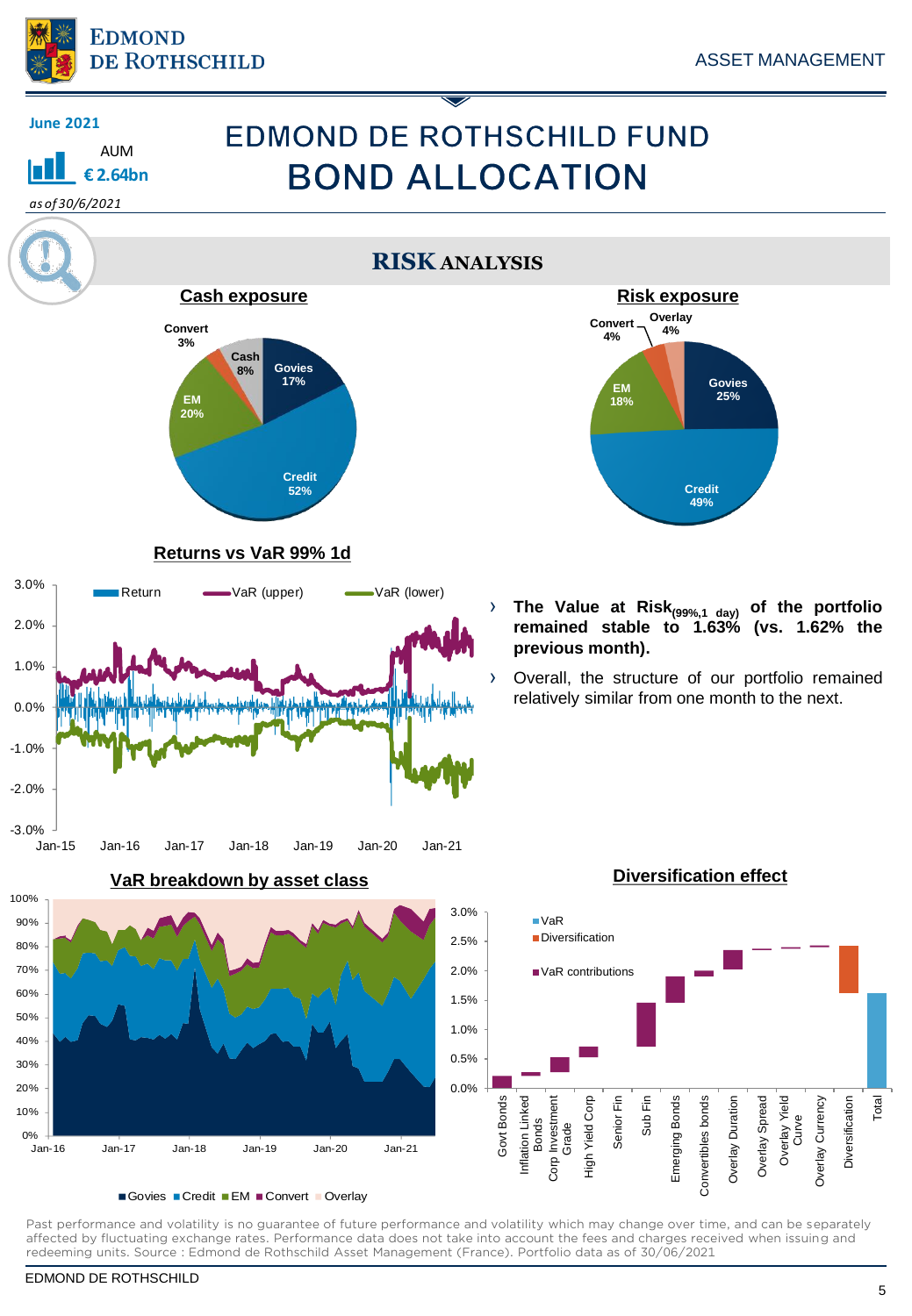June 2021

AUM
€ 2.64bn

*as of 30/6/2021*

# EDMOND DE ROTHSCHILD FUND
# BOND ALLOCATION

## RISK ANALYSIS

### Cash exposure

| Category | Share |
|---|---|
| Govies | 17% |
| Credit | 52% |
| EM | 20% |
| Convert | 3% |
| Cash | 8% |

### Risk exposure

| Category | Share |
|---|---|
| Govies | 25% |
| Credit | 49% |
| EM | 18% |
| Convert | 4% |
| Overlay | 4% |

### Returns vs VaR 99% 1d

Return · VaR (upper) · VaR (lower)

- **The Value at Risk$_{(99\%,1\ day)}$ of the portfolio remained stable to 1.63% (vs. 1.62% the previous month).**
- Overall, the structure of our portfolio remained relatively similar from one month to the next.

### VaR breakdown by asset class

Govies · Credit · EM · Convert · Overlay

### Diversification effect

VaR · Diversification · VaR contributions

Govt Bonds, Inflation Linked Bonds, Corp Investment Grade, High Yield Corp, Senior Fin, Sub Fin, Emerging Bonds, Convertibles bonds, Overlay Duration, Overlay Spread, Overlay Yield Curve, Overlay Currency, Diversification, Total

Past performance and volatility is no guarantee of future performance and volatility which may change over time, and can be separately affected by fluctuating exchange rates. Performance data does not take into account the fees and charges received when issuing and redeeming units. Source : Edmond de Rothschild Asset Management (France). Portfolio data as of 30/06/2021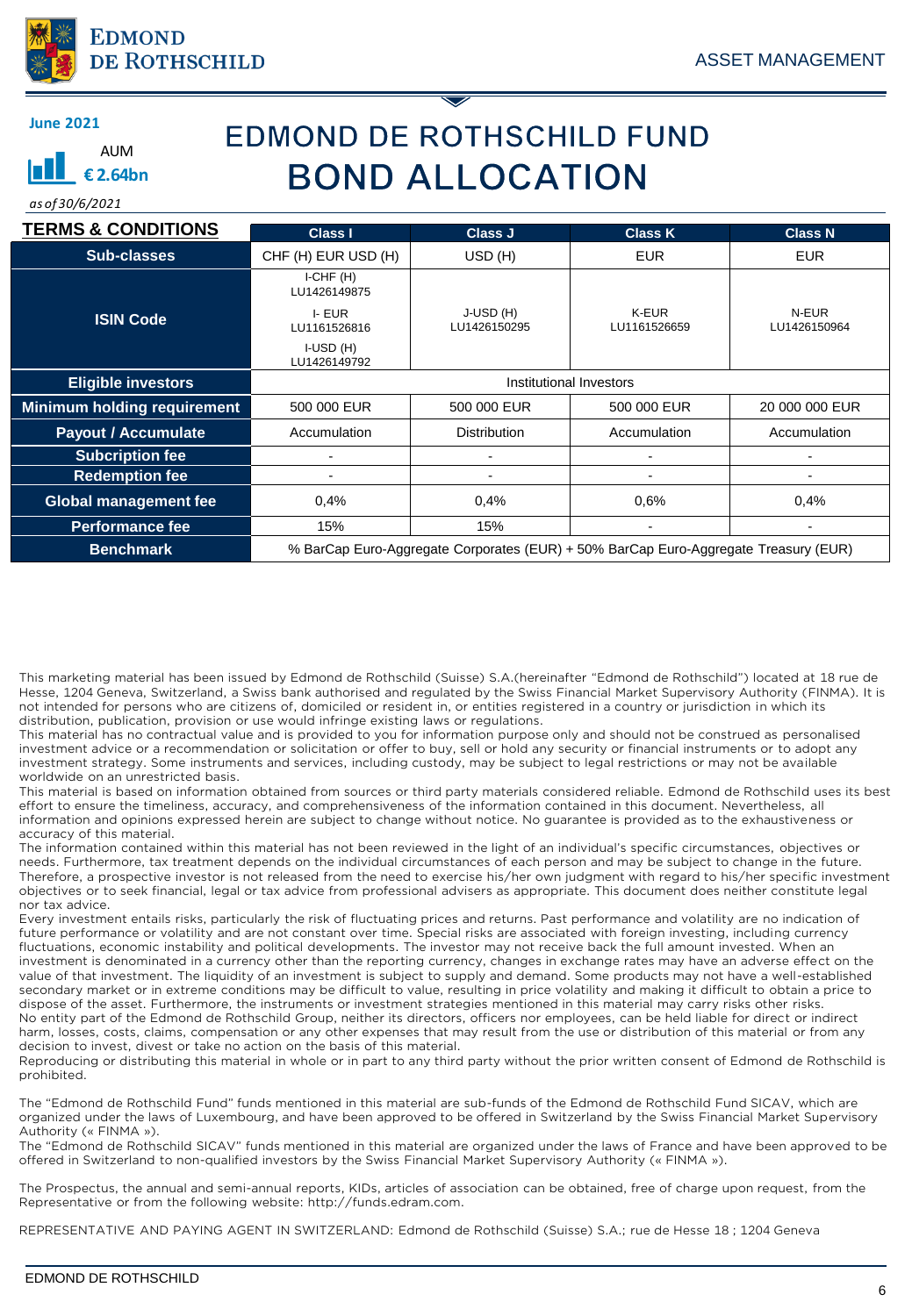June 2021

AUM

€ 2.64bn

*as of 30/6/2021*

# EDMOND DE ROTHSCHILD FUND
# BOND ALLOCATION

## TERMS & CONDITIONS

| | Class I | Class J | Class K | Class N |
|---|---|---|---|---|
| **Sub-classes** | CHF (H) EUR USD (H) | USD (H) | EUR | EUR |
| **ISIN Code** | I-CHF (H) LU1426149875<br>I- EUR LU1161526816<br>I-USD (H) LU1426149792 | J-USD (H) LU1426150295 | K-EUR LU1161526659 | N-EUR LU1426150964 |
| **Eligible investors** | Institutional Investors | | | |
| **Minimum holding requirement** | 500 000 EUR | 500 000 EUR | 500 000 EUR | 20 000 000 EUR |
| **Payout / Accumulate** | Accumulation | Distribution | Accumulation | Accumulation |
| **Subcription fee** | - | - | - | - |
| **Redemption fee** | - | - | - | - |
| **Global management fee** | 0,4% | 0,4% | 0,6% | 0,4% |
| **Performance fee** | 15% | 15% | - | - |
| **Benchmark** | % BarCap Euro-Aggregate Corporates (EUR) + 50% BarCap Euro-Aggregate Treasury (EUR) | | | |

This marketing material has been issued by Edmond de Rothschild (Suisse) S.A.(hereinafter "Edmond de Rothschild") located at 18 rue de Hesse, 1204 Geneva, Switzerland, a Swiss bank authorised and regulated by the Swiss Financial Market Supervisory Authority (FINMA). It is not intended for persons who are citizens of, domiciled or resident in, or entities registered in a country or jurisdiction in which its distribution, publication, provision or use would infringe existing laws or regulations.

This material has no contractual value and is provided to you for information purpose only and should not be construed as personalised investment advice or a recommendation or solicitation or offer to buy, sell or hold any security or financial instruments or to adopt any investment strategy. Some instruments and services, including custody, may be subject to legal restrictions or may not be available worldwide on an unrestricted basis.

This material is based on information obtained from sources or third party materials considered reliable. Edmond de Rothschild uses its best effort to ensure the timeliness, accuracy, and comprehensiveness of the information contained in this document. Nevertheless, all information and opinions expressed herein are subject to change without notice. No guarantee is provided as to the exhaustiveness or accuracy of this material.

The information contained within this material has not been reviewed in the light of an individual's specific circumstances, objectives or needs. Furthermore, tax treatment depends on the individual circumstances of each person and may be subject to change in the future. Therefore, a prospective investor is not released from the need to exercise his/her own judgment with regard to his/her specific investment objectives or to seek financial, legal or tax advice from professional advisers as appropriate. This document does neither constitute legal nor tax advice.

Every investment entails risks, particularly the risk of fluctuating prices and returns. Past performance and volatility are no indication of future performance or volatility and are not constant over time. Special risks are associated with foreign investing, including currency fluctuations, economic instability and political developments. The investor may not receive back the full amount invested. When an investment is denominated in a currency other than the reporting currency, changes in exchange rates may have an adverse effect on the value of that investment. The liquidity of an investment is subject to supply and demand. Some products may not have a well-established secondary market or in extreme conditions may be difficult to value, resulting in price volatility and making it difficult to obtain a price to dispose of the asset. Furthermore, the instruments or investment strategies mentioned in this material may carry risks other risks.

No entity part of the Edmond de Rothschild Group, neither its directors, officers nor employees, can be held liable for direct or indirect harm, losses, costs, claims, compensation or any other expenses that may result from the use or distribution of this material or from any decision to invest, divest or take no action on the basis of this material.

Reproducing or distributing this material in whole or in part to any third party without the prior written consent of Edmond de Rothschild is prohibited.

The "Edmond de Rothschild Fund" funds mentioned in this material are sub-funds of the Edmond de Rothschild Fund SICAV, which are organized under the laws of Luxembourg, and have been approved to be offered in Switzerland by the Swiss Financial Market Supervisory Authority (« FINMA »).

The "Edmond de Rothschild SICAV" funds mentioned in this material are organized under the laws of France and have been approved to be offered in Switzerland to non-qualified investors by the Swiss Financial Market Supervisory Authority (« FINMA »).

The Prospectus, the annual and semi-annual reports, KIDs, articles of association can be obtained, free of charge upon request, from the Representative or from the following website: http://funds.edram.com.

REPRESENTATIVE AND PAYING AGENT IN SWITZERLAND: Edmond de Rothschild (Suisse) S.A.; rue de Hesse 18 ; 1204 Geneva